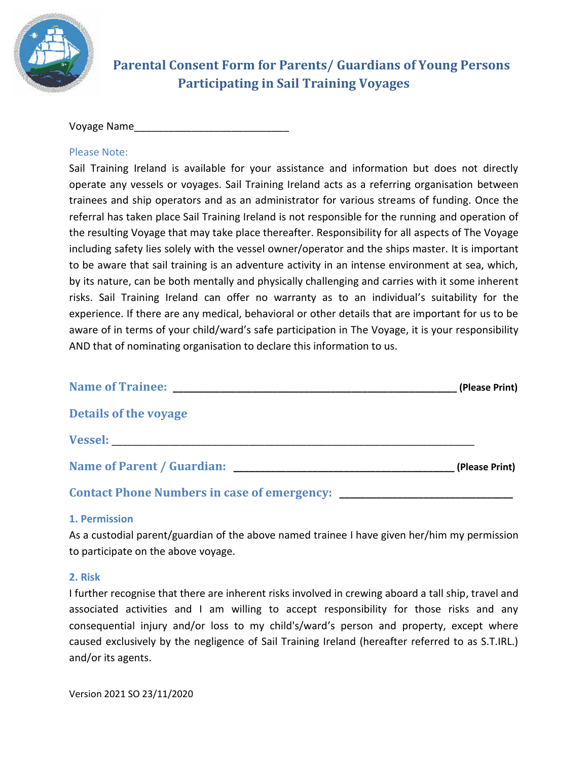# Parental Consent Form for Parents/ Guardians of Young Persons Participating in Sail Training Voyages

Voyage Name___________________________

Please Note:

Sail Training Ireland is available for your assistance and information but does not directly operate any vessels or voyages. Sail Training Ireland acts as a referring organisation between trainees and ship operators and as an administrator for various streams of funding. Once the referral has taken place Sail Training Ireland is not responsible for the running and operation of the resulting Voyage that may take place thereafter. Responsibility for all aspects of The Voyage including safety lies solely with the vessel owner/operator and the ships master. It is important to be aware that sail training is an adventure activity in an intense environment at sea, which, by its nature, can be both mentally and physically challenging and carries with it some inherent risks. Sail Training Ireland can offer no warranty as to an individual's suitability for the experience. If there are any medical, behavioral or other details that are important for us to be aware of in terms of your child/ward's safe participation in The Voyage, it is your responsibility AND that of nominating organisation to declare this information to us.

**Name of Trainee:** ___________________________________________________ **(Please Print)**

**Details of the voyage**

**Vessel:** _________________________________________________________________

**Name of Parent / Guardian:** _______________________________________ **(Please Print)**

**Contact Phone Numbers in case of emergency:** ______________________________

### 1. Permission

As a custodial parent/guardian of the above named trainee I have given her/him my permission to participate on the above voyage.

### 2. Risk

I further recognise that there are inherent risks involved in crewing aboard a tall ship, travel and associated activities and I am willing to accept responsibility for those risks and any consequential injury and/or loss to my child's/ward's person and property, except where caused exclusively by the negligence of Sail Training Ireland (hereafter referred to as S.T.IRL.) and/or its agents.

Version 2021 SO 23/11/2020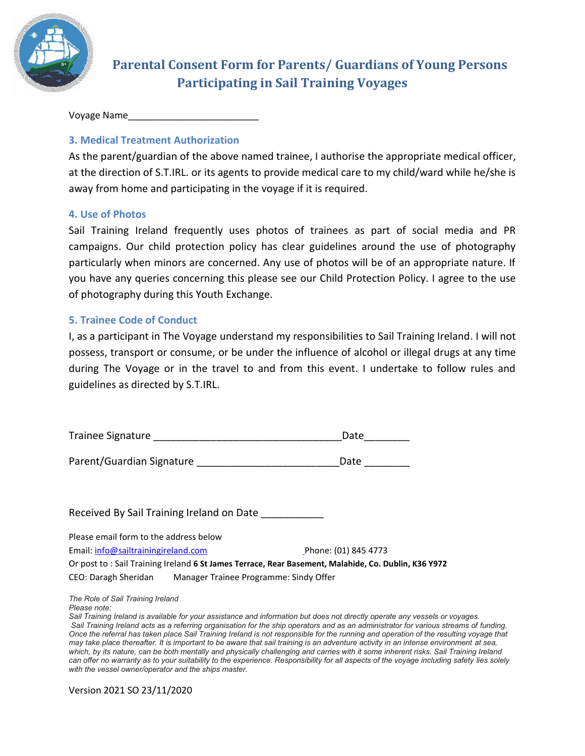# Parental Consent Form for Parents/ Guardians of Young Persons Participating in Sail Training Voyages

Voyage Name________________________

### 3. Medical Treatment Authorization

As the parent/guardian of the above named trainee, I authorise the appropriate medical officer, at the direction of S.T.IRL. or its agents to provide medical care to my child/ward while he/she is away from home and participating in the voyage if it is required.

### 4. Use of Photos

Sail Training Ireland frequently uses photos of trainees as part of social media and PR campaigns. Our child protection policy has clear guidelines around the use of photography particularly when minors are concerned. Any use of photos will be of an appropriate nature. If you have any queries concerning this please see our Child Protection Policy. I agree to the use of photography during this Youth Exchange.

### 5. Trainee Code of Conduct

I, as a participant in The Voyage understand my responsibilities to Sail Training Ireland. I will not possess, transport or consume, or be under the influence of alcohol or illegal drugs at any time during The Voyage or in the travel to and from this event. I undertake to follow rules and guidelines as directed by S.T.IRL.

Trainee Signature _________________________________Date________

Parent/Guardian Signature _________________________Date ________

Received By Sail Training Ireland on Date ___________

Please email form to the address below

Email: info@sailtrainingireland.com Phone: (01) 845 4773

Or post to : Sail Training Ireland **6 St James Terrace, Rear Basement, Malahide, Co. Dublin, K36 Y972**

CEO: Daragh Sheridan Manager Trainee Programme: Sindy Offer

*The Role of Sail Training Ireland*
*Please note:*
*Sail Training Ireland is available for your assistance and information but does not directly operate any vessels or voyages. Sail Training Ireland acts as a referring organisation for the ship operators and as an administrator for various streams of funding. Once the referral has taken place Sail Training Ireland is not responsible for the running and operation of the resulting voyage that may take place thereafter. It is important to be aware that sail training is an adventure activity in an intense environment at sea, which, by its nature, can be both mentally and physically challenging and carries with it some inherent risks. Sail Training Ireland can offer no warranty as to your suitability to the experience. Responsibility for all aspects of the voyage including safety lies solely with the vessel owner/operator and the ships master.*

Version 2021 SO 23/11/2020